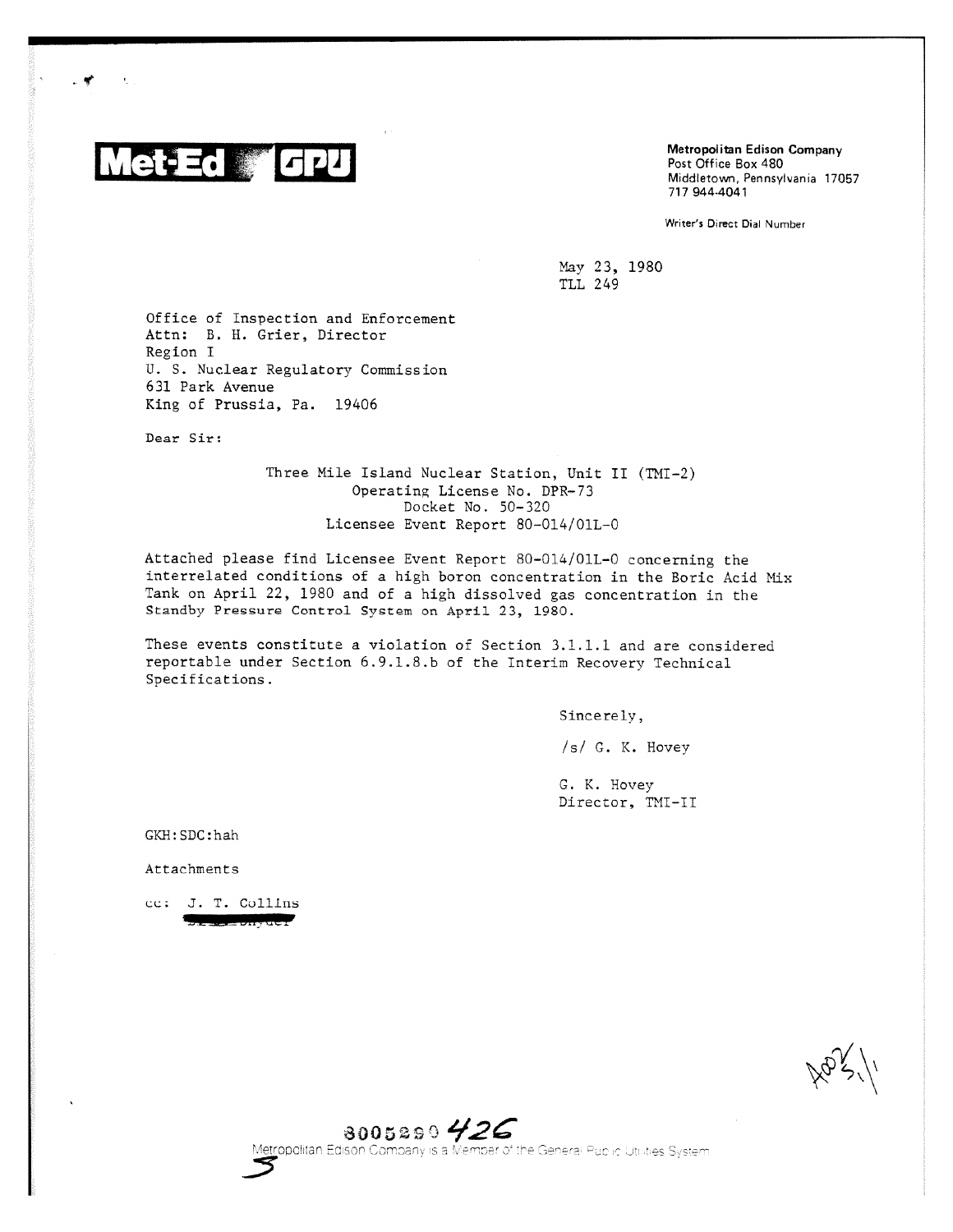**Met-Ed GPU**

**Metropolitan Edison Company**
Post Office Box 480
Middletown, Pennsylvania 17057
717 944-4041

Writer's Direct Dial Number

May 23, 1980
TLL 249

Office of Inspection and Enforcement
Attn: B. H. Grier, Director
Region I
U. S. Nuclear Regulatory Commission
631 Park Avenue
King of Prussia, Pa. 19406

Dear Sir:

Three Mile Island Nuclear Station, Unit II (TMI-2)
Operating License No. DPR-73
Docket No. 50-320
Licensee Event Report 80-014/01L-0

Attached please find Licensee Event Report 80-014/01L-0 concerning the interrelated conditions of a high boron concentration in the Boric Acid Mix Tank on April 22, 1980 and of a high dissolved gas concentration in the Standby Pressure Control System on April 23, 1980.

These events constitute a violation of Section 3.1.1.1 and are considered reportable under Section 6.9.1.8.b of the Interim Recovery Technical Specifications.

Sincerely,

/s/ G. K. Hovey

G. K. Hovey
Director, TMI-II

GKH:SDC:hah

Attachments

cc: J. T. Collins

A002/5/1

8005290 426

Metropolitan Edison Company is a Member of the General Public Utilities System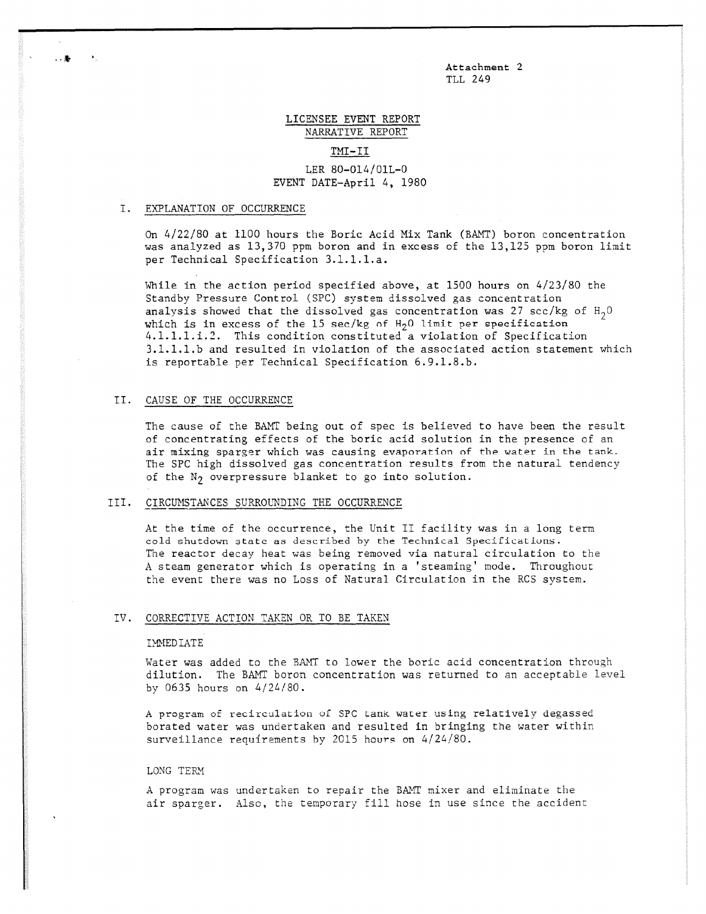Attachment 2
TLL 249

# LICENSEE EVENT REPORT

## NARRATIVE REPORT

### TMI-II

LER 80-014/01L-0
EVENT DATE-April 4, 1980

## I. EXPLANATION OF OCCURRENCE

On 4/22/80 at 1100 hours the Boric Acid Mix Tank (BAMT) boron concentration was analyzed as 13,370 ppm boron and in excess of the 13,125 ppm boron limit per Technical Specification 3.1.1.1.a.

While in the action period specified above, at 1500 hours on 4/23/80 the Standby Pressure Control (SPC) system dissolved gas concentration analysis showed that the dissolved gas concentration was 27 scc/kg of $H_2O$ which is in excess of the 15 scc/kg of $H_2O$ limit per specification 4.1.1.1.i.2. This condition constituted a violation of Specification 3.1.1.1.b and resulted in violation of the associated action statement which is reportable per Technical Specification 6.9.1.8.b.

## II. CAUSE OF THE OCCURRENCE

The cause of the BAMT being out of spec is believed to have been the result of concentrating effects of the boric acid solution in the presence of an air mixing sparger which was causing evaporation of the water in the tank. The SPC high dissolved gas concentration results from the natural tendency of the $N_2$ overpressure blanket to go into solution.

## III. CIRCUMSTANCES SURROUNDING THE OCCURRENCE

At the time of the occurrence, the Unit II facility was in a long term cold shutdown state as described by the Technical Specifications. The reactor decay heat was being removed via natural circulation to the A steam generator which is operating in a 'steaming' mode. Throughout the event there was no Loss of Natural Circulation in the RCS system.

## IV. CORRECTIVE ACTION TAKEN OR TO BE TAKEN

IMMEDIATE

Water was added to the BAMT to lower the boric acid concentration through dilution. The BAMT boron concentration was returned to an acceptable level by 0635 hours on 4/24/80.

A program of recirculation of SPC tank water using relatively degassed borated water was undertaken and resulted in bringing the water within surveillance requirements by 2015 hours on 4/24/80.

LONG TERM

A program was undertaken to repair the BAMT mixer and eliminate the air sparger. Also, the temporary fill hose in use since the accident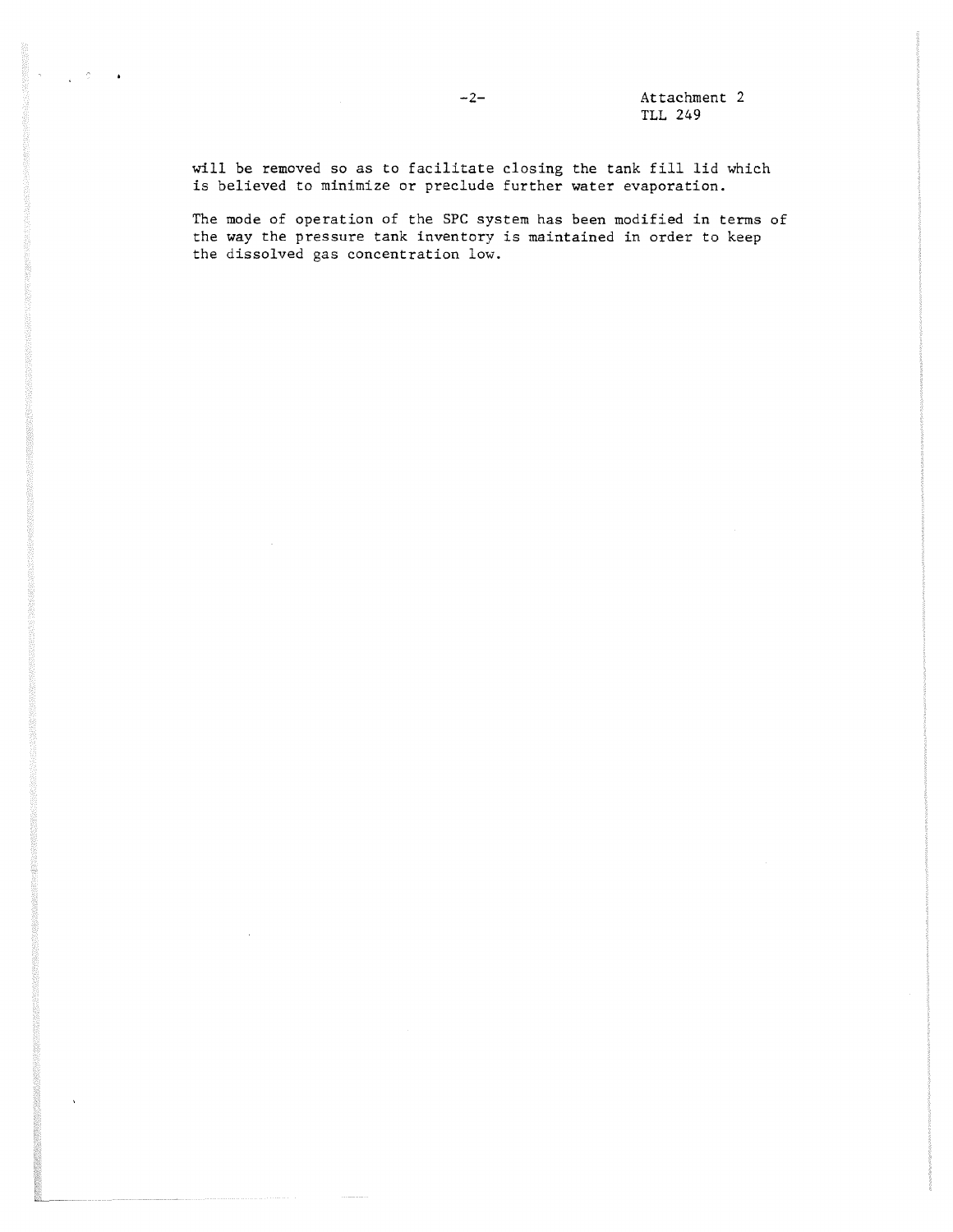will be removed so as to facilitate closing the tank fill lid which is believed to minimize or preclude further water evaporation.

The mode of operation of the SPC system has been modified in terms of the way the pressure tank inventory is maintained in order to keep the dissolved gas concentration low.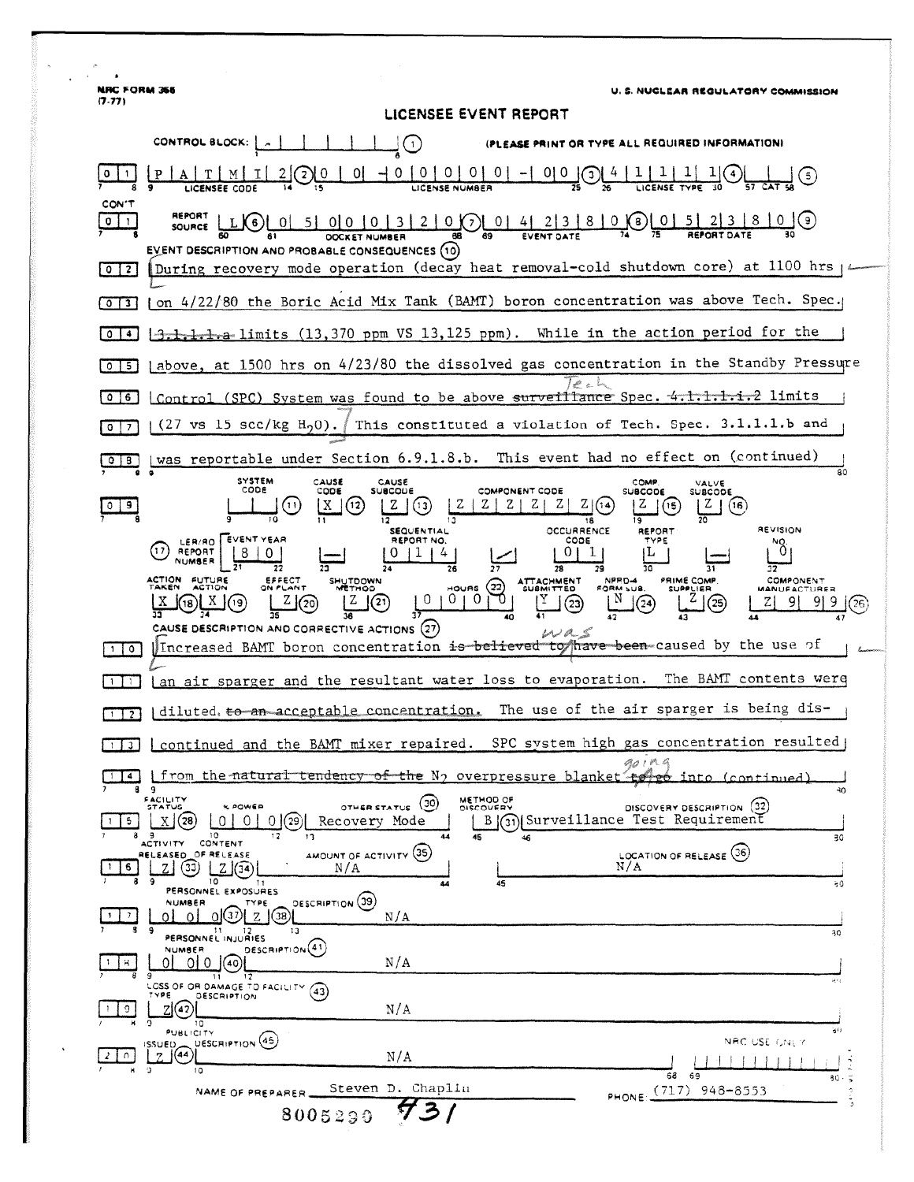NRC FORM 366 (7-77)

U. S. NUCLEAR REGULATORY COMMISSION

# LICENSEE EVENT REPORT

CONTROL BLOCK: (1) (PLEASE PRINT OR TYPE ALL REQUIRED INFORMATION)

01 | P A T M I 2 (2) | 0 0 - 0 0 0 0 0 - 0 0 (3) | 4 1 1 1 1 (4) | (5)
LICENSEE CODE | LICENSE NUMBER | LICENSE TYPE | CAT

CON'T 01 | REPORT SOURCE L (6) | 0 5 0 0 0 3 2 0 (7) | 0 4 2 3 8 0 (8) | 0 5 2 3 8 0 (9)
DOCKET NUMBER | EVENT DATE | REPORT DATE

EVENT DESCRIPTION AND PROBABLE CONSEQUENCES (10)

02 During recovery mode operation (decay heat removal-cold shutdown core) at 1100 hrs
03 on 4/22/80 the Boric Acid Mix Tank (BAMT) boron concentration was above Tech. Spec.
04 ~~3.1.1.1.a~~ limits (13,370 ppm VS 13,125 ppm). While in the action period for the
05 above, at 1500 hrs on 4/23/80 the dissolved gas concentration in the Standby Pressure
06 Control (SPC) System was found to be above ~~surveillance~~ Tech Spec. ~~4.1.1.1.i.2~~ limits
07 (27 vs 15 scc/kg $H_2O$). This constituted a violation of Tech. Spec. 3.1.1.1.b and
08 was reportable under Section 6.9.1.8.b. This event had no effect on (continued)

| | SYSTEM CODE | CAUSE CODE | CAUSE SUBCODE | COMPONENT CODE | COMP. SUBCODE | VALVE SUBCODE |
|---|---|---|---|---|---|---|
| 09 | (11) | X (12) | Z (13) | Z Z Z Z Z Z (14) | Z (15) | Z (16) |

| (17) LER/RO REPORT NUMBER | EVENT YEAR | | SEQUENTIAL REPORT NO. | | OCCURRENCE CODE | REPORT TYPE | | REVISION NO. |
|---|---|---|---|---|---|---|---|---|
| | 8 0 | — | 0 1 4 | / | 0 1 | L | — | 0 |

| ACTION TAKEN | FUTURE ACTION | EFFECT ON PLANT | SHUTDOWN METHOD | HOURS (22) | ATTACHMENT SUBMITTED | NPRD-4 FORM SUB. | PRIME COMP. SUPPLIER | COMPONENT MANUFACTURER |
|---|---|---|---|---|---|---|---|---|
| X (18) | X (19) | Z (20) | Z (21) | 0 0 0 0 | Y (23) | N (24) | Z (25) | Z 9 9 9 (26) |

CAUSE DESCRIPTION AND CORRECTIVE ACTIONS (27)

10 Increased BAMT boron concentration ~~is believed to have been~~ was caused by the use of
11 an air sparger and the resultant water loss to evaporation. The BAMT contents were
12 diluted ~~to an acceptable concentration~~. The use of the air sparger is being dis-
13 continued and the BAMT mixer repaired. SPC system high gas concentration resulted
14 from the ~~natural tendency of the~~ $N_2$ overpressure blanket ~~to go~~ going into (continued)

| | FACILITY STATUS | % POWER | OTHER STATUS (30) | METHOD OF DISCOVERY | DISCOVERY DESCRIPTION (32) |
|---|---|---|---|---|---|
| 15 | X (28) | 0 0 0 (29) | Recovery Mode | B (31) | Surveillance Test Requirement |

| | ACTIVITY RELEASED | CONTENT OF RELEASE | AMOUNT OF ACTIVITY (35) | LOCATION OF RELEASE (36) |
|---|---|---|---|---|
| 16 | Z (33) | Z (34) | N/A | N/A |

PERSONNEL EXPOSURES

| | NUMBER | TYPE | DESCRIPTION (39) |
|---|---|---|---|
| 17 | 0 0 0 (37) | Z (38) | N/A |

PERSONNEL INJURIES

| | NUMBER | DESCRIPTION (41) |
|---|---|---|
| 18 | 0 0 0 (40) | N/A |

LOSS OF OR DAMAGE TO FACILITY (43)

| | TYPE | DESCRIPTION |
|---|---|---|
| 19 | Z (42) | N/A |

PUBLICITY

| | ISSUED | DESCRIPTION (45) | NRC USE ONLY |
|---|---|---|---|
| 20 | Z (44) | N/A | |

NAME OF PREPARER Steven D. Chaplin PHONE: (717) 948-8553

8005290 431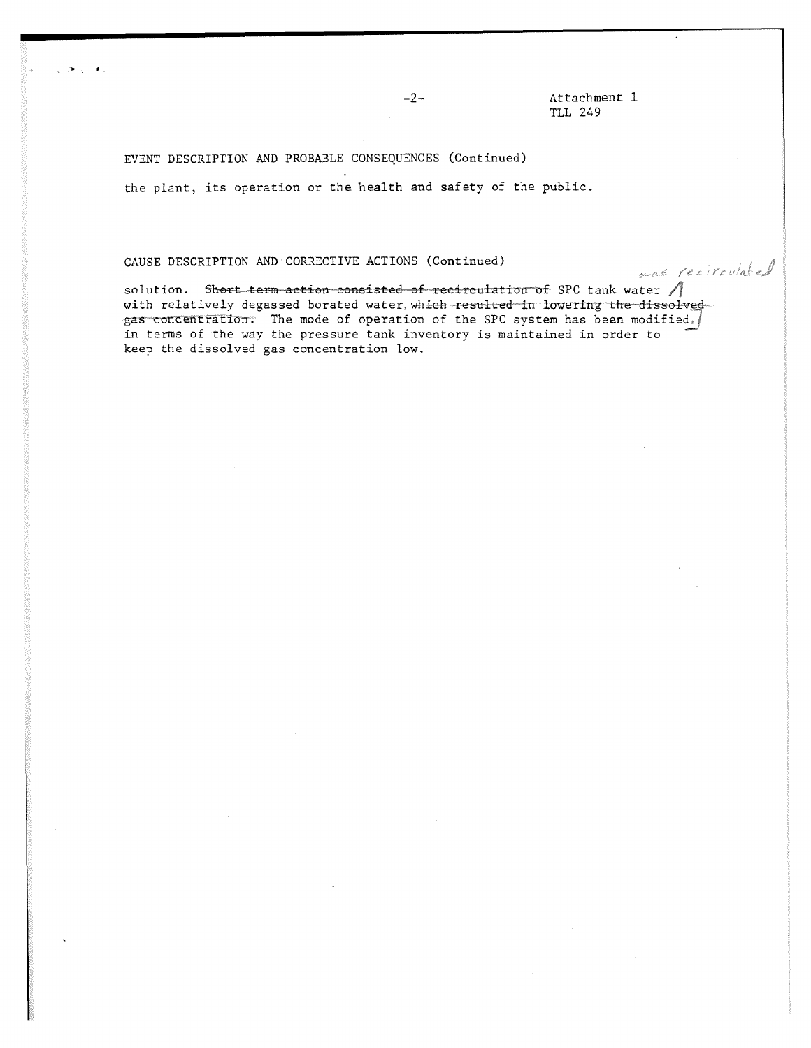EVENT DESCRIPTION AND PROBABLE CONSEQUENCES (Continued)

the plant, its operation or the health and safety of the public.

CAUSE DESCRIPTION AND CORRECTIVE ACTIONS (Continued)

solution. ~~Short term action consisted of recirculation of~~ SPC tank water *was recirculated* with relatively degassed borated water, ~~which resulted in lowering the dissolved gas concentration.~~ The mode of operation of the SPC system has been modified, in terms of the way the pressure tank inventory is maintained in order to keep the dissolved gas concentration low.